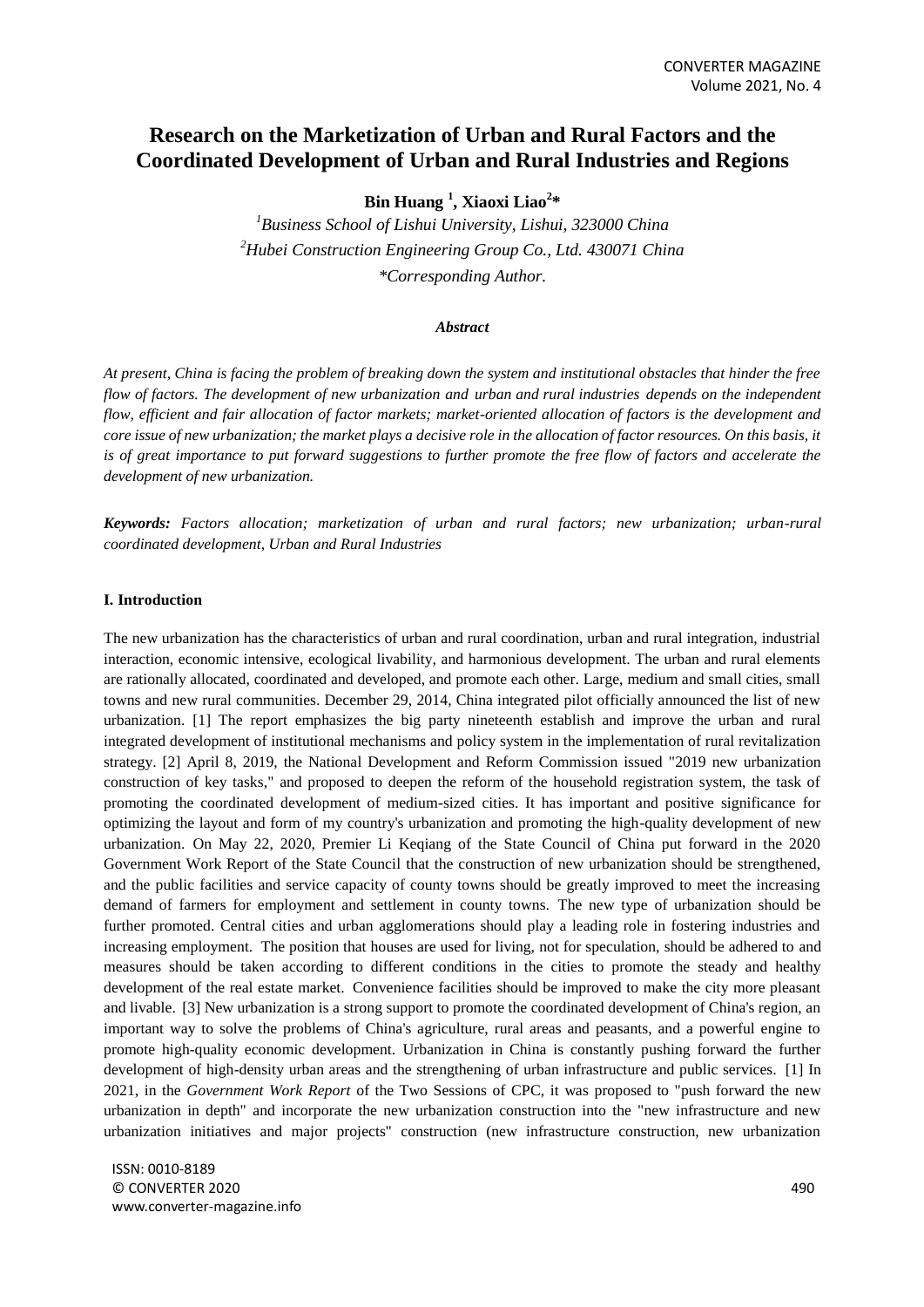# Research on the Marketization of Urban and Rural Factors and the Coordinated Development of Urban and Rural Industries and Regions

**Bin Huang [1], Xiaoxi Liao[2]***

*[1]Business School of Lishui University, Lishui, 323000 China*
*[2]Hubei Construction Engineering Group Co., Ltd. 430071 China*
*\*Corresponding Author.*

***Abstract***

*At present, China is facing the problem of breaking down the system and institutional obstacles that hinder the free flow of factors. The development of new urbanization and urban and rural industries depends on the independent flow, efficient and fair allocation of factor markets; market-oriented allocation of factors is the development and core issue of new urbanization; the market plays a decisive role in the allocation of factor resources. On this basis, it is of great importance to put forward suggestions to further promote the free flow of factors and accelerate the development of new urbanization.*

***Keywords:*** *Factors allocation; marketization of urban and rural factors; new urbanization; urban-rural coordinated development, Urban and Rural Industries*

## I. Introduction

The new urbanization has the characteristics of urban and rural coordination, urban and rural integration, industrial interaction, economic intensive, ecological livability, and harmonious development. The urban and rural elements are rationally allocated, coordinated and developed, and promote each other. Large, medium and small cities, small towns and new rural communities. December 29, 2014, China integrated pilot officially announced the list of new urbanization. [1] The report emphasizes the big party nineteenth establish and improve the urban and rural integrated development of institutional mechanisms and policy system in the implementation of rural revitalization strategy. [2] April 8, 2019, the National Development and Reform Commission issued "2019 new urbanization construction of key tasks," and proposed to deepen the reform of the household registration system, the task of promoting the coordinated development of medium-sized cities. It has important and positive significance for optimizing the layout and form of my country's urbanization and promoting the high-quality development of new urbanization. On May 22, 2020, Premier Li Keqiang of the State Council of China put forward in the 2020 Government Work Report of the State Council that the construction of new urbanization should be strengthened, and the public facilities and service capacity of county towns should be greatly improved to meet the increasing demand of farmers for employment and settlement in county towns. The new type of urbanization should be further promoted. Central cities and urban agglomerations should play a leading role in fostering industries and increasing employment. The position that houses are used for living, not for speculation, should be adhered to and measures should be taken according to different conditions in the cities to promote the steady and healthy development of the real estate market. Convenience facilities should be improved to make the city more pleasant and livable. [3] New urbanization is a strong support to promote the coordinated development of China's region, an important way to solve the problems of China's agriculture, rural areas and peasants, and a powerful engine to promote high-quality economic development. Urbanization in China is constantly pushing forward the further development of high-density urban areas and the strengthening of urban infrastructure and public services. [1] In 2021, in the *Government Work Report* of the Two Sessions of CPC, it was proposed to "push forward the new urbanization in depth" and incorporate the new urbanization construction into the "new infrastructure and new urbanization initiatives and major projects" construction (new infrastructure construction, new urbanization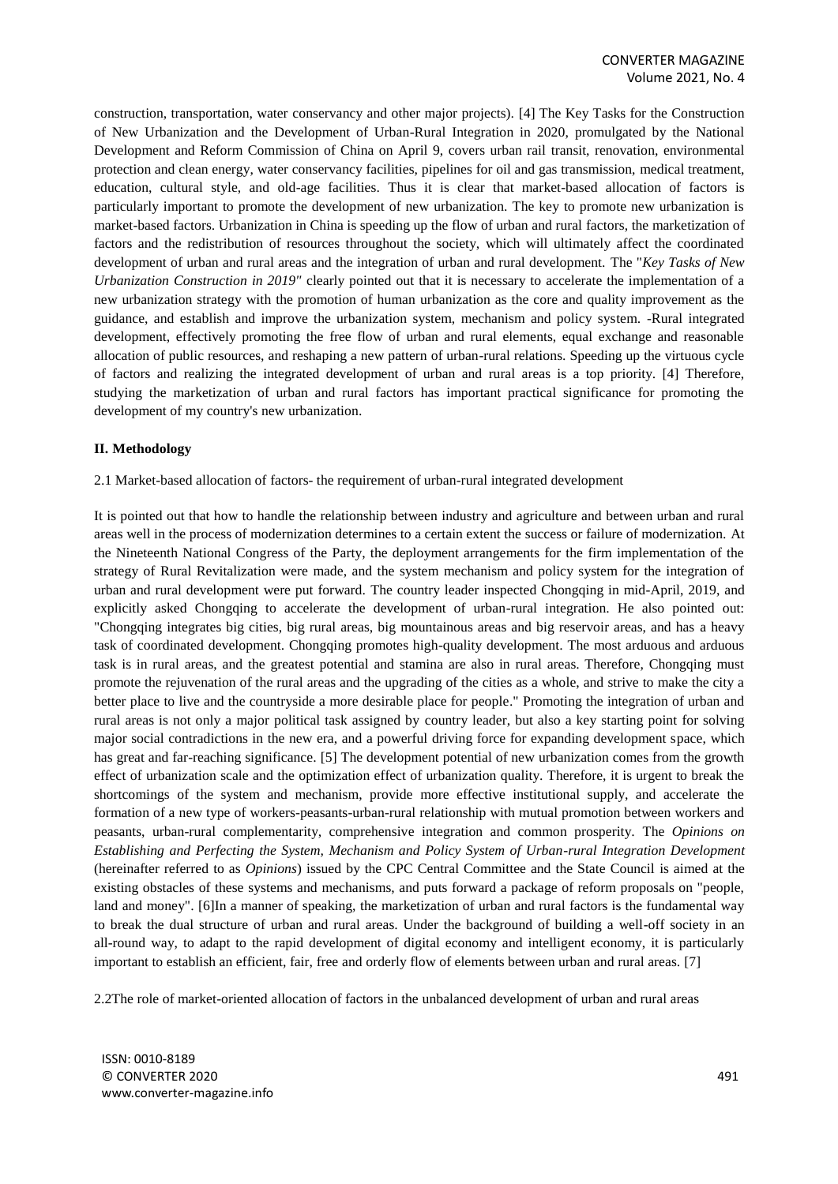construction, transportation, water conservancy and other major projects). [4] The Key Tasks for the Construction of New Urbanization and the Development of Urban-Rural Integration in 2020, promulgated by the National Development and Reform Commission of China on April 9, covers urban rail transit, renovation, environmental protection and clean energy, water conservancy facilities, pipelines for oil and gas transmission, medical treatment, education, cultural style, and old-age facilities. Thus it is clear that market-based allocation of factors is particularly important to promote the development of new urbanization. The key to promote new urbanization is market-based factors. Urbanization in China is speeding up the flow of urban and rural factors, the marketization of factors and the redistribution of resources throughout the society, which will ultimately affect the coordinated development of urban and rural areas and the integration of urban and rural development. The "*Key Tasks of New Urbanization Construction in 2019"* clearly pointed out that it is necessary to accelerate the implementation of a new urbanization strategy with the promotion of human urbanization as the core and quality improvement as the guidance, and establish and improve the urbanization system, mechanism and policy system. -Rural integrated development, effectively promoting the free flow of urban and rural elements, equal exchange and reasonable allocation of public resources, and reshaping a new pattern of urban-rural relations. Speeding up the virtuous cycle of factors and realizing the integrated development of urban and rural areas is a top priority. [4] Therefore, studying the marketization of urban and rural factors has important practical significance for promoting the development of my country's new urbanization.

## II. Methodology

2.1 Market-based allocation of factors- the requirement of urban-rural integrated development

It is pointed out that how to handle the relationship between industry and agriculture and between urban and rural areas well in the process of modernization determines to a certain extent the success or failure of modernization. At the Nineteenth National Congress of the Party, the deployment arrangements for the firm implementation of the strategy of Rural Revitalization were made, and the system mechanism and policy system for the integration of urban and rural development were put forward. The country leader inspected Chongqing in mid-April, 2019, and explicitly asked Chongqing to accelerate the development of urban-rural integration. He also pointed out: "Chongqing integrates big cities, big rural areas, big mountainous areas and big reservoir areas, and has a heavy task of coordinated development. Chongqing promotes high-quality development. The most arduous and arduous task is in rural areas, and the greatest potential and stamina are also in rural areas. Therefore, Chongqing must promote the rejuvenation of the rural areas and the upgrading of the cities as a whole, and strive to make the city a better place to live and the countryside a more desirable place for people." Promoting the integration of urban and rural areas is not only a major political task assigned by country leader, but also a key starting point for solving major social contradictions in the new era, and a powerful driving force for expanding development space, which has great and far-reaching significance. [5] The development potential of new urbanization comes from the growth effect of urbanization scale and the optimization effect of urbanization quality. Therefore, it is urgent to break the shortcomings of the system and mechanism, provide more effective institutional supply, and accelerate the formation of a new type of workers-peasants-urban-rural relationship with mutual promotion between workers and peasants, urban-rural complementarity, comprehensive integration and common prosperity. The *Opinions on Establishing and Perfecting the System, Mechanism and Policy System of Urban-rural Integration Development* (hereinafter referred to as *Opinions*) issued by the CPC Central Committee and the State Council is aimed at the existing obstacles of these systems and mechanisms, and puts forward a package of reform proposals on "people, land and money". [6]In a manner of speaking, the marketization of urban and rural factors is the fundamental way to break the dual structure of urban and rural areas. Under the background of building a well-off society in an all-round way, to adapt to the rapid development of digital economy and intelligent economy, it is particularly important to establish an efficient, fair, free and orderly flow of elements between urban and rural areas. [7]

2.2The role of market-oriented allocation of factors in the unbalanced development of urban and rural areas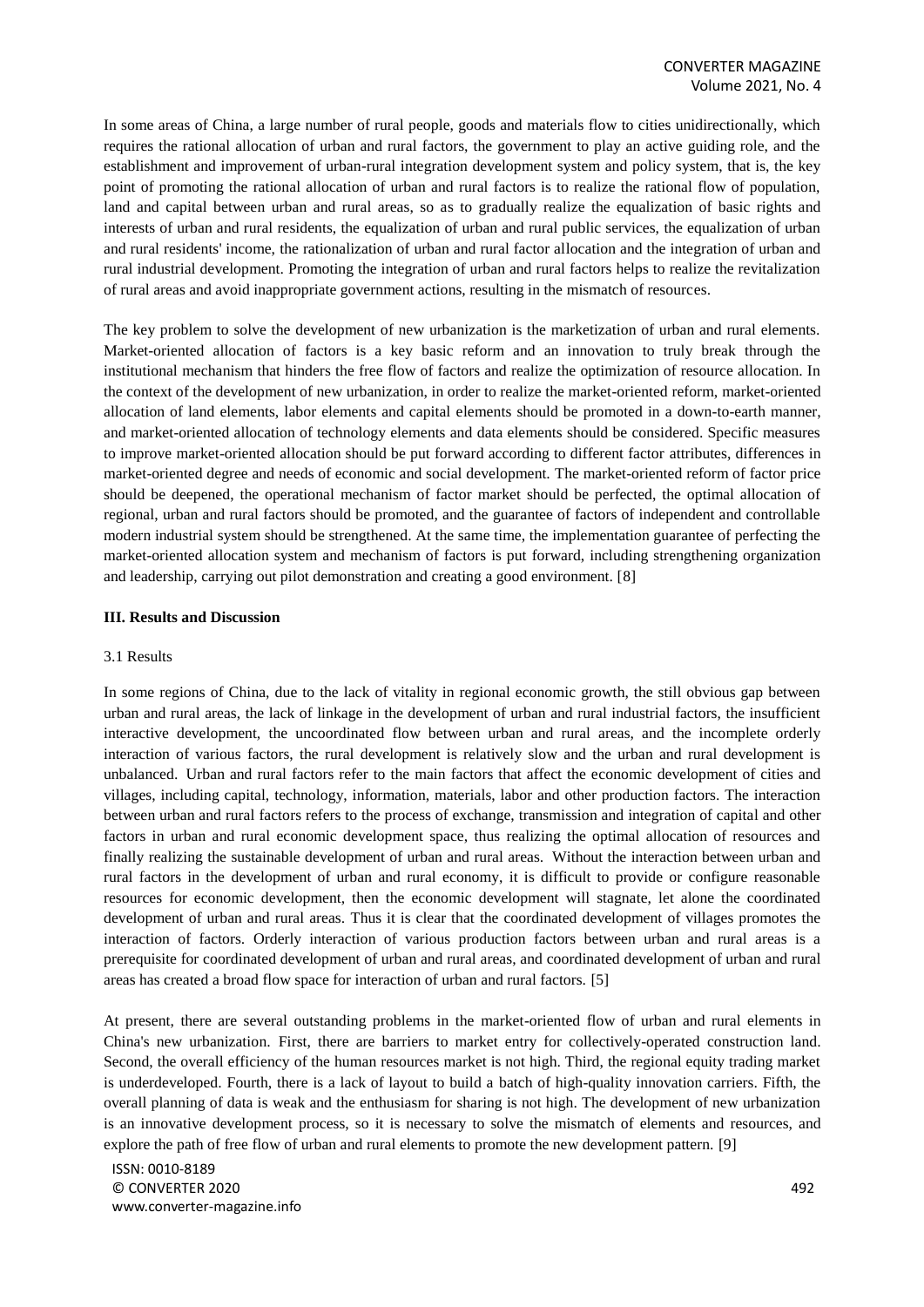In some areas of China, a large number of rural people, goods and materials flow to cities unidirectionally, which requires the rational allocation of urban and rural factors, the government to play an active guiding role, and the establishment and improvement of urban-rural integration development system and policy system, that is, the key point of promoting the rational allocation of urban and rural factors is to realize the rational flow of population, land and capital between urban and rural areas, so as to gradually realize the equalization of basic rights and interests of urban and rural residents, the equalization of urban and rural public services, the equalization of urban and rural residents' income, the rationalization of urban and rural factor allocation and the integration of urban and rural industrial development. Promoting the integration of urban and rural factors helps to realize the revitalization of rural areas and avoid inappropriate government actions, resulting in the mismatch of resources.

The key problem to solve the development of new urbanization is the marketization of urban and rural elements. Market-oriented allocation of factors is a key basic reform and an innovation to truly break through the institutional mechanism that hinders the free flow of factors and realize the optimization of resource allocation. In the context of the development of new urbanization, in order to realize the market-oriented reform, market-oriented allocation of land elements, labor elements and capital elements should be promoted in a down-to-earth manner, and market-oriented allocation of technology elements and data elements should be considered. Specific measures to improve market-oriented allocation should be put forward according to different factor attributes, differences in market-oriented degree and needs of economic and social development. The market-oriented reform of factor price should be deepened, the operational mechanism of factor market should be perfected, the optimal allocation of regional, urban and rural factors should be promoted, and the guarantee of factors of independent and controllable modern industrial system should be strengthened. At the same time, the implementation guarantee of perfecting the market-oriented allocation system and mechanism of factors is put forward, including strengthening organization and leadership, carrying out pilot demonstration and creating a good environment. [8]

## III. Results and Discussion

### 3.1 Results

In some regions of China, due to the lack of vitality in regional economic growth, the still obvious gap between urban and rural areas, the lack of linkage in the development of urban and rural industrial factors, the insufficient interactive development, the uncoordinated flow between urban and rural areas, and the incomplete orderly interaction of various factors, the rural development is relatively slow and the urban and rural development is unbalanced. Urban and rural factors refer to the main factors that affect the economic development of cities and villages, including capital, technology, information, materials, labor and other production factors. The interaction between urban and rural factors refers to the process of exchange, transmission and integration of capital and other factors in urban and rural economic development space, thus realizing the optimal allocation of resources and finally realizing the sustainable development of urban and rural areas. Without the interaction between urban and rural factors in the development of urban and rural economy, it is difficult to provide or configure reasonable resources for economic development, then the economic development will stagnate, let alone the coordinated development of urban and rural areas. Thus it is clear that the coordinated development of villages promotes the interaction of factors. Orderly interaction of various production factors between urban and rural areas is a prerequisite for coordinated development of urban and rural areas, and coordinated development of urban and rural areas has created a broad flow space for interaction of urban and rural factors. [5]

At present, there are several outstanding problems in the market-oriented flow of urban and rural elements in China's new urbanization. First, there are barriers to market entry for collectively-operated construction land. Second, the overall efficiency of the human resources market is not high. Third, the regional equity trading market is underdeveloped. Fourth, there is a lack of layout to build a batch of high-quality innovation carriers. Fifth, the overall planning of data is weak and the enthusiasm for sharing is not high. The development of new urbanization is an innovative development process, so it is necessary to solve the mismatch of elements and resources, and explore the path of free flow of urban and rural elements to promote the new development pattern. [9]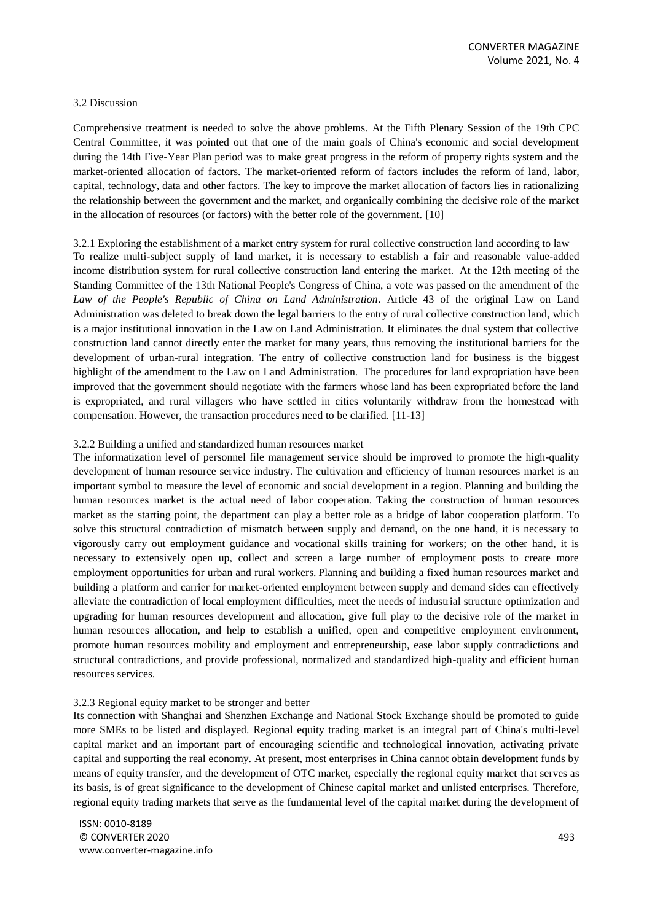### 3.2 Discussion

Comprehensive treatment is needed to solve the above problems. At the Fifth Plenary Session of the 19th CPC Central Committee, it was pointed out that one of the main goals of China's economic and social development during the 14th Five-Year Plan period was to make great progress in the reform of property rights system and the market-oriented allocation of factors. The market-oriented reform of factors includes the reform of land, labor, capital, technology, data and other factors. The key to improve the market allocation of factors lies in rationalizing the relationship between the government and the market, and organically combining the decisive role of the market in the allocation of resources (or factors) with the better role of the government. [10]

#### 3.2.1 Exploring the establishment of a market entry system for rural collective construction land according to law

To realize multi-subject supply of land market, it is necessary to establish a fair and reasonable value-added income distribution system for rural collective construction land entering the market. At the 12th meeting of the Standing Committee of the 13th National People's Congress of China, a vote was passed on the amendment of the *Law of the People's Republic of China on Land Administration*. Article 43 of the original Law on Land Administration was deleted to break down the legal barriers to the entry of rural collective construction land, which is a major institutional innovation in the Law on Land Administration. It eliminates the dual system that collective construction land cannot directly enter the market for many years, thus removing the institutional barriers for the development of urban-rural integration. The entry of collective construction land for business is the biggest highlight of the amendment to the Law on Land Administration. The procedures for land expropriation have been improved that the government should negotiate with the farmers whose land has been expropriated before the land is expropriated, and rural villagers who have settled in cities voluntarily withdraw from the homestead with compensation. However, the transaction procedures need to be clarified. [11-13]

#### 3.2.2 Building a unified and standardized human resources market

The informatization level of personnel file management service should be improved to promote the high-quality development of human resource service industry. The cultivation and efficiency of human resources market is an important symbol to measure the level of economic and social development in a region. Planning and building the human resources market is the actual need of labor cooperation. Taking the construction of human resources market as the starting point, the department can play a better role as a bridge of labor cooperation platform. To solve this structural contradiction of mismatch between supply and demand, on the one hand, it is necessary to vigorously carry out employment guidance and vocational skills training for workers; on the other hand, it is necessary to extensively open up, collect and screen a large number of employment posts to create more employment opportunities for urban and rural workers. Planning and building a fixed human resources market and building a platform and carrier for market-oriented employment between supply and demand sides can effectively alleviate the contradiction of local employment difficulties, meet the needs of industrial structure optimization and upgrading for human resources development and allocation, give full play to the decisive role of the market in human resources allocation, and help to establish a unified, open and competitive employment environment, promote human resources mobility and employment and entrepreneurship, ease labor supply contradictions and structural contradictions, and provide professional, normalized and standardized high-quality and efficient human resources services.

#### 3.2.3 Regional equity market to be stronger and better

Its connection with Shanghai and Shenzhen Exchange and National Stock Exchange should be promoted to guide more SMEs to be listed and displayed. Regional equity trading market is an integral part of China's multi-level capital market and an important part of encouraging scientific and technological innovation, activating private capital and supporting the real economy. At present, most enterprises in China cannot obtain development funds by means of equity transfer, and the development of OTC market, especially the regional equity market that serves as its basis, is of great significance to the development of Chinese capital market and unlisted enterprises. Therefore, regional equity trading markets that serve as the fundamental level of the capital market during the development of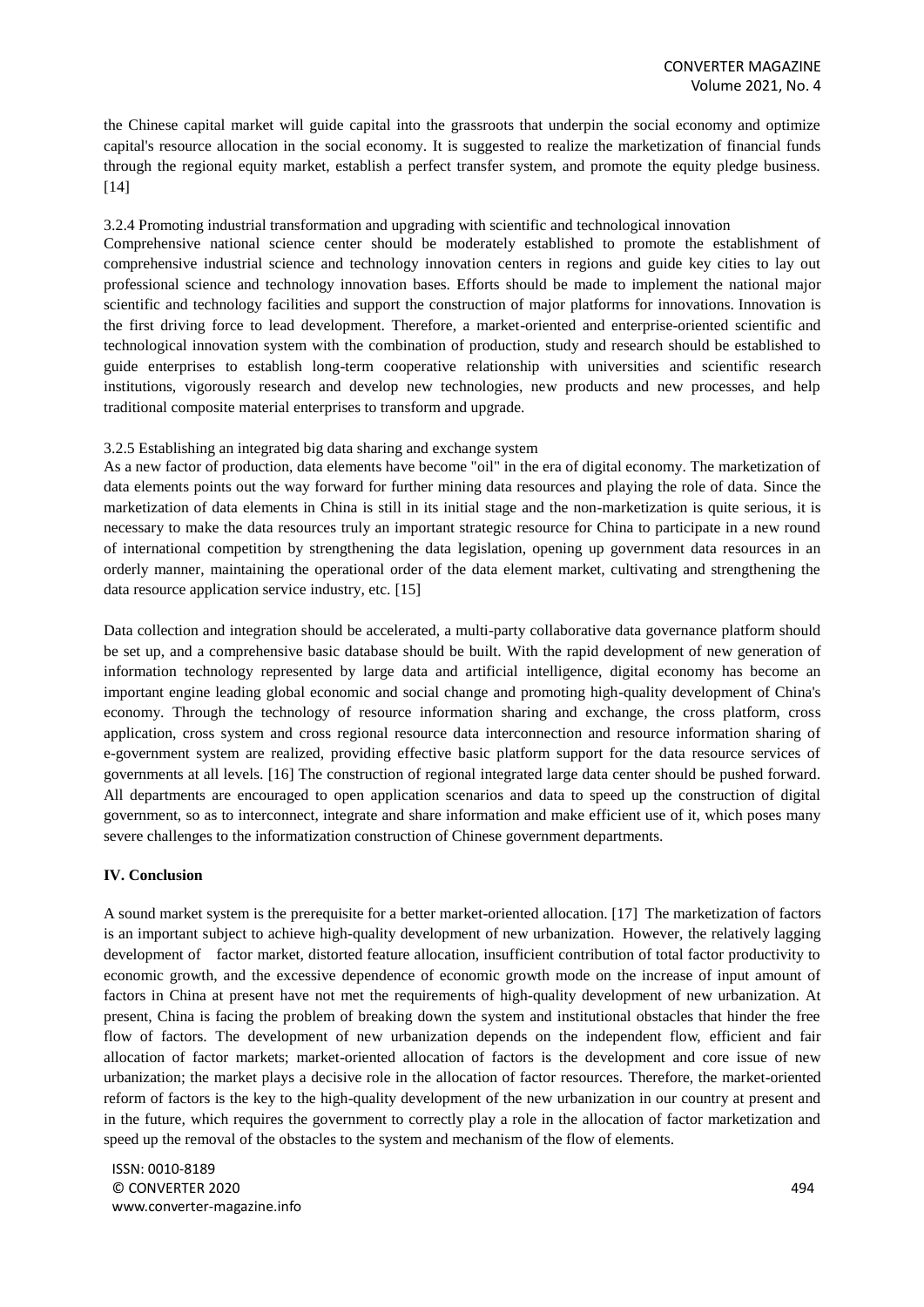the Chinese capital market will guide capital into the grassroots that underpin the social economy and optimize capital's resource allocation in the social economy. It is suggested to realize the marketization of financial funds through the regional equity market, establish a perfect transfer system, and promote the equity pledge business. [14]

#### 3.2.4 Promoting industrial transformation and upgrading with scientific and technological innovation

Comprehensive national science center should be moderately established to promote the establishment of comprehensive industrial science and technology innovation centers in regions and guide key cities to lay out professional science and technology innovation bases. Efforts should be made to implement the national major scientific and technology facilities and support the construction of major platforms for innovations. Innovation is the first driving force to lead development. Therefore, a market-oriented and enterprise-oriented scientific and technological innovation system with the combination of production, study and research should be established to guide enterprises to establish long-term cooperative relationship with universities and scientific research institutions, vigorously research and develop new technologies, new products and new processes, and help traditional composite material enterprises to transform and upgrade.

#### 3.2.5 Establishing an integrated big data sharing and exchange system

As a new factor of production, data elements have become "oil" in the era of digital economy. The marketization of data elements points out the way forward for further mining data resources and playing the role of data. Since the marketization of data elements in China is still in its initial stage and the non-marketization is quite serious, it is necessary to make the data resources truly an important strategic resource for China to participate in a new round of international competition by strengthening the data legislation, opening up government data resources in an orderly manner, maintaining the operational order of the data element market, cultivating and strengthening the data resource application service industry, etc. [15]

Data collection and integration should be accelerated, a multi-party collaborative data governance platform should be set up, and a comprehensive basic database should be built. With the rapid development of new generation of information technology represented by large data and artificial intelligence, digital economy has become an important engine leading global economic and social change and promoting high-quality development of China's economy. Through the technology of resource information sharing and exchange, the cross platform, cross application, cross system and cross regional resource data interconnection and resource information sharing of e-government system are realized, providing effective basic platform support for the data resource services of governments at all levels. [16] The construction of regional integrated large data center should be pushed forward. All departments are encouraged to open application scenarios and data to speed up the construction of digital government, so as to interconnect, integrate and share information and make efficient use of it, which poses many severe challenges to the informatization construction of Chinese government departments.

## IV. Conclusion

A sound market system is the prerequisite for a better market-oriented allocation. [17] The marketization of factors is an important subject to achieve high-quality development of new urbanization. However, the relatively lagging development of factor market, distorted feature allocation, insufficient contribution of total factor productivity to economic growth, and the excessive dependence of economic growth mode on the increase of input amount of factors in China at present have not met the requirements of high-quality development of new urbanization. At present, China is facing the problem of breaking down the system and institutional obstacles that hinder the free flow of factors. The development of new urbanization depends on the independent flow, efficient and fair allocation of factor markets; market-oriented allocation of factors is the development and core issue of new urbanization; the market plays a decisive role in the allocation of factor resources. Therefore, the market-oriented reform of factors is the key to the high-quality development of the new urbanization in our country at present and in the future, which requires the government to correctly play a role in the allocation of factor marketization and speed up the removal of the obstacles to the system and mechanism of the flow of elements.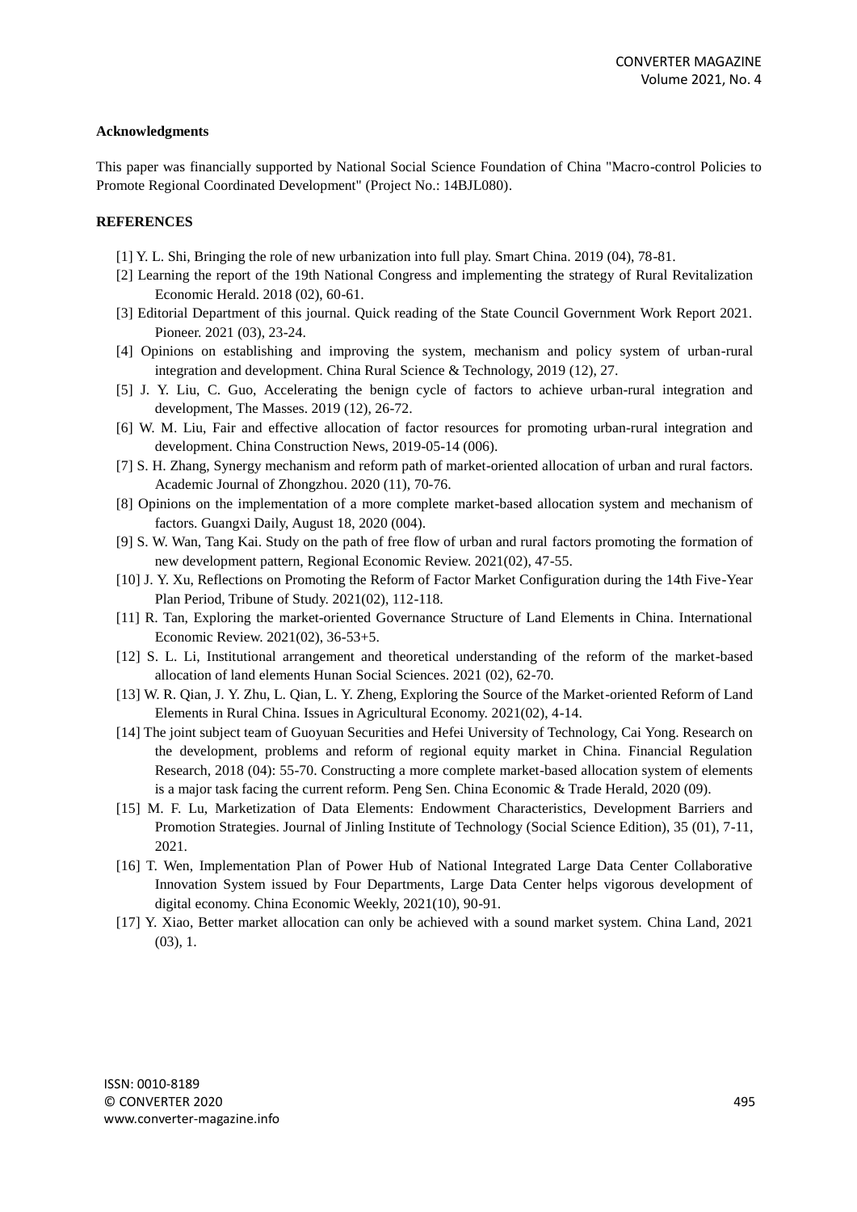**Acknowledgments**

This paper was financially supported by National Social Science Foundation of China "Macro-control Policies to Promote Regional Coordinated Development" (Project No.: 14BJL080).

**REFERENCES**

[1] Y. L. Shi, Bringing the role of new urbanization into full play. Smart China. 2019 (04), 78-81.

[2] Learning the report of the 19th National Congress and implementing the strategy of Rural Revitalization Economic Herald. 2018 (02), 60-61.

[3] Editorial Department of this journal. Quick reading of the State Council Government Work Report 2021. Pioneer. 2021 (03), 23-24.

[4] Opinions on establishing and improving the system, mechanism and policy system of urban-rural integration and development. China Rural Science & Technology, 2019 (12), 27.

[5] J. Y. Liu, C. Guo, Accelerating the benign cycle of factors to achieve urban-rural integration and development, The Masses. 2019 (12), 26-72.

[6] W. M. Liu, Fair and effective allocation of factor resources for promoting urban-rural integration and development. China Construction News, 2019-05-14 (006).

[7] S. H. Zhang, Synergy mechanism and reform path of market-oriented allocation of urban and rural factors. Academic Journal of Zhongzhou. 2020 (11), 70-76.

[8] Opinions on the implementation of a more complete market-based allocation system and mechanism of factors. Guangxi Daily, August 18, 2020 (004).

[9] S. W. Wan, Tang Kai. Study on the path of free flow of urban and rural factors promoting the formation of new development pattern, Regional Economic Review. 2021(02), 47-55.

[10] J. Y. Xu, Reflections on Promoting the Reform of Factor Market Configuration during the 14th Five-Year Plan Period, Tribune of Study. 2021(02), 112-118.

[11] R. Tan, Exploring the market-oriented Governance Structure of Land Elements in China. International Economic Review. 2021(02), 36-53+5.

[12] S. L. Li, Institutional arrangement and theoretical understanding of the reform of the market-based allocation of land elements Hunan Social Sciences. 2021 (02), 62-70.

[13] W. R. Qian, J. Y. Zhu, L. Qian, L. Y. Zheng, Exploring the Source of the Market-oriented Reform of Land Elements in Rural China. Issues in Agricultural Economy. 2021(02), 4-14.

[14] The joint subject team of Guoyuan Securities and Hefei University of Technology, Cai Yong. Research on the development, problems and reform of regional equity market in China. Financial Regulation Research, 2018 (04): 55-70. Constructing a more complete market-based allocation system of elements is a major task facing the current reform. Peng Sen. China Economic & Trade Herald, 2020 (09).

[15] M. F. Lu, Marketization of Data Elements: Endowment Characteristics, Development Barriers and Promotion Strategies. Journal of Jinling Institute of Technology (Social Science Edition), 35 (01), 7-11, 2021.

[16] T. Wen, Implementation Plan of Power Hub of National Integrated Large Data Center Collaborative Innovation System issued by Four Departments, Large Data Center helps vigorous development of digital economy. China Economic Weekly, 2021(10), 90-91.

[17] Y. Xiao, Better market allocation can only be achieved with a sound market system. China Land, 2021 (03), 1.